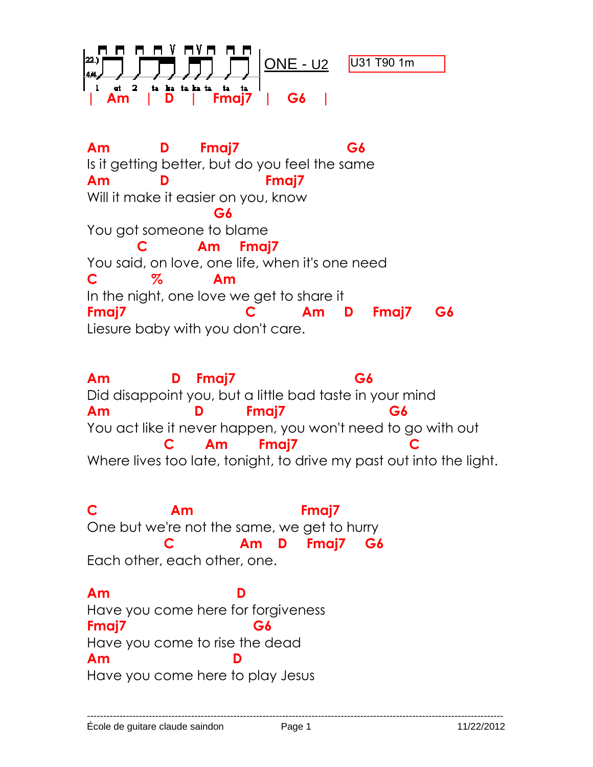22.) 4/4 1 et 2 ta ka ta ka ta ta ta

| Am | D | Fmaj7 | G6 |

ONE - U2

U31 T90 1m

```
Am          D       Fmaj7                    G6
Is it getting better, but do you feel the same
Am          D                 Fmaj7
Will it make it easier on you, know
                         G6
You got someone to blame
          C         Am    Fmaj7
You said, on love, one life, when it's one need
C         %         Am
In the night, one love we get to share it
Fmaj7                       C        Am    D    Fmaj7    G6
Liesure baby with you don't care.
```

```
Am            D   Fmaj7                      G6
Did disappoint you, but a little bad taste in your mind
Am                D         Fmaj7                 G6
You act like it never happen, you won't need to go with out
              C      Am       Fmaj7                    C
Where lives too late, tonight, to drive my past out into the light.
```

```
C             Am                  Fmaj7
One but we're not the same, we get to hurry
              C          Am    D    Fmaj7    G6
Each other, each other, one.
```

```
Am                        D
Have you come here for forgiveness
Fmaj7                       G6
Have you come to rise the dead
Am                        D
Have you come here to play Jesus
```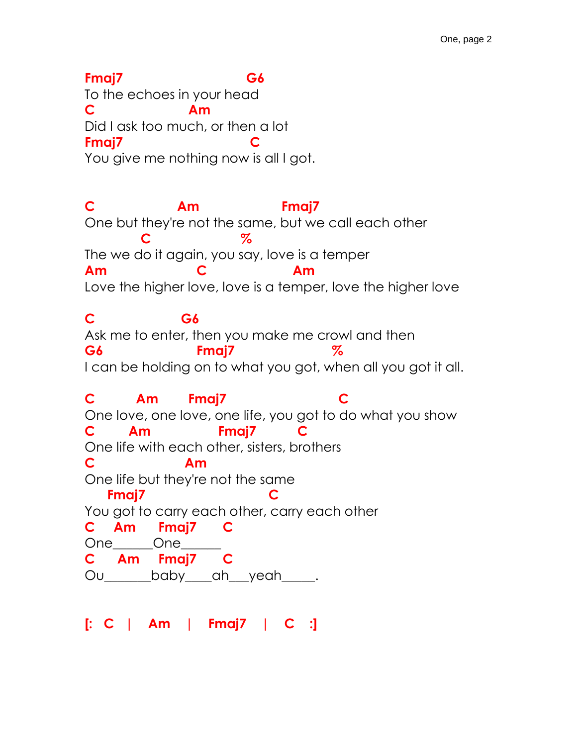```
Fmaj7                          G6
To the echoes in your head
C                    Am
Did I ask too much, or then a lot
Fmaj7                          C
You give me nothing now is all I got.


C                    Am                 Fmaj7
One but they're not the same, but we call each other
         C                  %
The we do it again, you say, love is a temper
Am                  C                 Am
Love the higher love, love is a temper, love the higher love

C                   G6
Ask me to enter, then you make me crowl and then
G6                   Fmaj7                  %
I can be holding on to what you got, when all you got it all.

C         Am       Fmaj7                    C
One love, one love, one life, you got to do what you show
C       Am                Fmaj7         C
One life with each other, sisters, brothers
C                   Am
One life but they're not the same
     Fmaj7                        C
You got to carry each other, carry each other
C     Am      Fmaj7     C
One______One______
C      Am     Fmaj7     C
Ou_______baby____ah___yeah_____.


[:  C  |   Am   |   Fmaj7   |   C   :]
```